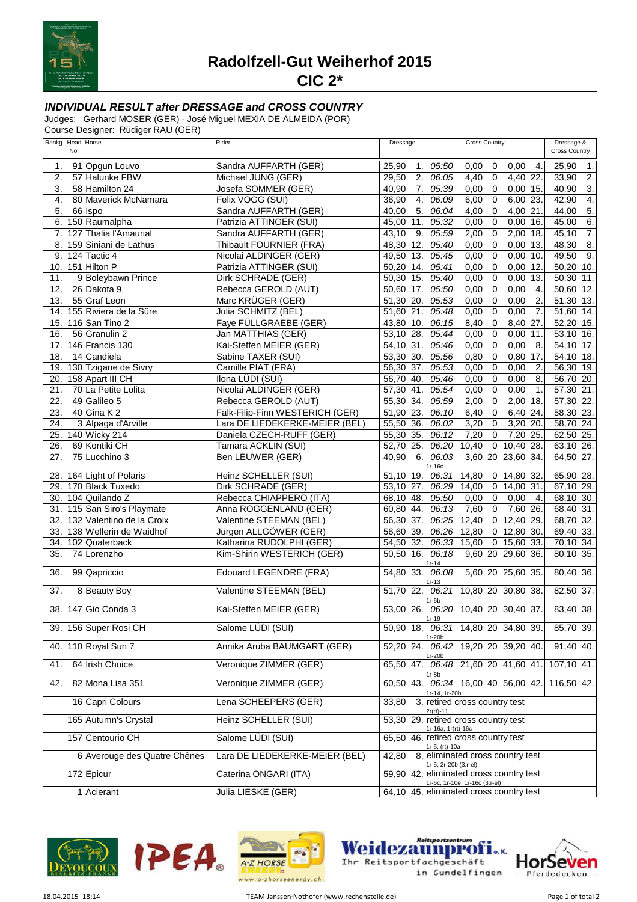# Radolfzell-Gut Weiherhof 2015

## CIC 2*

### *INDIVIDUAL RESULT after DRESSAGE and CROSS COUNTRY*

Judges: Gerhard MOSER (GER) · José Miguel MEXIA DE ALMEIDA (POR)
Course Designer: Rüdiger RAU (GER)

| Rankg | Head No. | Horse | Rider | Dressage | | Cross Country | | | | | Dressage & Cross Country | |
|---|---|---|---|---|---|---|---|---|---|---|---|---|
| 1. | 91 | Opgun Louvo | Sandra AUFFARTH (GER) | 25,90 | 1. | 05:50 | 0,00 | 0 | 0,00 | 4. | 25,90 | 1. |
| 2. | 57 | Halunke FBW | Michael JUNG (GER) | 29,50 | 2. | 06:05 | 4,40 | 0 | 4,40 | 22. | 33,90 | 2. |
| 3. | 58 | Hamilton 24 | Josefa SOMMER (GER) | 40,90 | 7. | 05:39 | 0,00 | 0 | 0,00 | 15. | 40,90 | 3. |
| 4. | 80 | Maverick McNamara | Felix VOGG (SUI) | 36,90 | 4. | 06:09 | 6,00 | 0 | 6,00 | 23. | 42,90 | 4. |
| 5. | 66 | Ispo | Sandra AUFFARTH (GER) | 40,00 | 5. | 06:04 | 4,00 | 0 | 4,00 | 21. | 44,00 | 5. |
| 6. | 150 | Raumalpha | Patrizia ATTINGER (SUI) | 45,00 | 11. | 05:32 | 0,00 | 0 | 0,00 | 16. | 45,00 | 6. |
| 7. | 127 | Thalia l'Amaurial | Sandra AUFFARTH (GER) | 43,10 | 9. | 05:59 | 2,00 | 0 | 2,00 | 18. | 45,10 | 7. |
| 8. | 159 | Siniani de Lathus | Thibault FOURNIER (FRA) | 48,30 | 12. | 05:40 | 0,00 | 0 | 0,00 | 13. | 48,30 | 8. |
| 9. | 124 | Tactic 4 | Nicolai ALDINGER (GER) | 49,50 | 13. | 05:45 | 0,00 | 0 | 0,00 | 10. | 49,50 | 9. |
| 10. | 151 | Hilton P | Patrizia ATTINGER (SUI) | 50,20 | 14. | 05:41 | 0,00 | 0 | 0,00 | 12. | 50,20 | 10. |
| 11. | 9 | Boleybawn Prince | Dirk SCHRADE (GER) | 50,30 | 15. | 05:40 | 0,00 | 0 | 0,00 | 13. | 50,30 | 11. |
| 12. | 26 | Dakota 9 | Rebecca GEROLD (AUT) | 50,60 | 17. | 05:50 | 0,00 | 0 | 0,00 | 4. | 50,60 | 12. |
| 13. | 55 | Graf Leon | Marc KRÜGER (GER) | 51,30 | 20. | 05:53 | 0,00 | 0 | 0,00 | 2. | 51,30 | 13. |
| 14. | 155 | Riviera de la Sûre | Julia SCHMITZ (BEL) | 51,60 | 21. | 05:48 | 0,00 | 0 | 0,00 | 7. | 51,60 | 14. |
| 15. | 116 | San Tino 2 | Faye FÜLLGRAEBE (GER) | 43,80 | 10. | 06:15 | 8,40 | 0 | 8,40 | 27. | 52,20 | 15. |
| 16. | 56 | Granulin 2 | Jan MATTHIAS (GER) | 53,10 | 28. | 05:44 | 0,00 | 0 | 0,00 | 11. | 53,10 | 16. |
| 17. | 146 | Francis 130 | Kai-Steffen MEIER (GER) | 54,10 | 31. | 05:46 | 0,00 | 0 | 0,00 | 8. | 54,10 | 17. |
| 18. | 14 | Candiela | Sabine TAXER (SUI) | 53,30 | 30. | 05:56 | 0,80 | 0 | 0,80 | 17. | 54,10 | 18. |
| 19. | 130 | Tzigane de Sivry | Camille PIAT (FRA) | 56,30 | 37. | 05:53 | 0,00 | 0 | 0,00 | 2. | 56,30 | 19. |
| 20. | 158 | Apart III CH | Ilona LÜDI (SUI) | 56,70 | 40. | 05:46 | 0,00 | 0 | 0,00 | 8. | 56,70 | 20. |
| 21. | 70 | La Petite Lolita | Nicolai ALDINGER (GER) | 57,30 | 41. | 05:54 | 0,00 | 0 | 0,00 | 1. | 57,30 | 21. |
| 22. | 49 | Galileo 5 | Rebecca GEROLD (AUT) | 55,30 | 34. | 05:59 | 2,00 | 0 | 2,00 | 18. | 57,30 | 22. |
| 23. | 40 | Gina K 2 | Falk-Filip-Finn WESTERICH (GER) | 51,90 | 23. | 06:10 | 6,40 | 0 | 6,40 | 24. | 58,30 | 23. |
| 24. | 3 | Alpaga d'Arville | Lara DE LIEDEKERKE-MEIER (BEL) | 55,50 | 36. | 06:02 | 3,20 | 0 | 3,20 | 20. | 58,70 | 24. |
| 25. | 140 | Wicky 214 | Daniela CZECH-RUFF (GER) | 55,30 | 35. | 06:12 | 7,20 | 0 | 7,20 | 25. | 62,50 | 25. |
| 26. | 69 | Kontiki CH | Tamara ACKLIN (SUI) | 52,70 | 25. | 06:20 | 10,40 | 0 | 10,40 | 28. | 63,10 | 26. |
| 27. | 75 | Lucchino 3 | Ben LEUWER (GER) | 40,90 | 6. | 06:03 1r-16c | 3,60 | 20 | 23,60 | 34. | 64,50 | 27. |
| 28. | 164 | Light of Polaris | Heinz SCHELLER (SUI) | 51,10 | 19. | 06:31 | 14,80 | 0 | 14,80 | 32. | 65,90 | 28. |
| 29. | 170 | Black Tuxedo | Dirk SCHRADE (GER) | 53,10 | 27. | 06:29 | 14,00 | 0 | 14,00 | 31. | 67,10 | 29. |
| 30. | 104 | Quilando Z | Rebecca CHIAPPERO (ITA) | 68,10 | 48. | 05:50 | 0,00 | 0 | 0,00 | 4. | 68,10 | 30. |
| 31. | 115 | San Siro's Playmate | Anna ROGGENLAND (GER) | 60,80 | 44. | 06:13 | 7,60 | 0 | 7,60 | 26. | 68,40 | 31. |
| 32. | 132 | Valentino de la Croix | Valentine STEEMAN (BEL) | 56,30 | 37. | 06:25 | 12,40 | 0 | 12,40 | 29. | 68,70 | 32. |
| 33. | 138 | Wellerin de Waidhof | Jürgen ALLGÖWER (GER) | 56,60 | 39. | 06:26 | 12,80 | 0 | 12,80 | 30. | 69,40 | 33. |
| 34. | 102 | Quaterback | Katharina RUDOLPHI (GER) | 54,50 | 32. | 06:33 | 15,60 | 0 | 15,60 | 33. | 70,10 | 34. |
| 35. | 74 | Lorenzho | Kim-Shirin WESTERICH (GER) | 50,50 | 16. | 06:18 1r-14 | 9,60 | 20 | 29,60 | 36. | 80,10 | 35. |
| 36. | 99 | Qapriccio | Edouard LEGENDRE (FRA) | 54,80 | 33. | 06:08 1r-13 | 5,60 | 20 | 25,60 | 35. | 80,40 | 36. |
| 37. | 8 | Beauty Boy | Valentine STEEMAN (BEL) | 51,70 | 22. | 06:21 1r-6b | 10,80 | 20 | 30,80 | 38. | 82,50 | 37. |
| 38. | 147 | Gio Conda 3 | Kai-Steffen MEIER (GER) | 53,00 | 26. | 06:20 1r-19 | 10,40 | 20 | 30,40 | 37. | 83,40 | 38. |
| 39. | 156 | Super Rosi CH | Salome LÜDI (SUI) | 50,90 | 18. | 06:31 1r-20b | 14,80 | 20 | 34,80 | 39. | 85,70 | 39. |
| 40. | 110 | Royal Sun 7 | Annika Aruba BAUMGART (GER) | 52,20 | 24. | 06:42 1r-20b | 19,20 | 20 | 39,20 | 40. | 91,40 | 40. |
| 41. | 64 | Irish Choice | Veronique ZIMMER (GER) | 65,50 | 47. | 06:48 1r-8b | 21,60 | 20 | 41,60 | 41. | 107,10 | 41. |
| 42. | 82 | Mona Lisa 351 | Veronique ZIMMER (GER) | 60,50 | 43. | 06:34 1r-14, 1r-20b | 16,00 | 40 | 56,00 | 42. | 116,50 | 42. |
| | 16 | Capri Colours | Lena SCHEEPERS (GER) | 33,80 | 3. | retired cross country test 2r(rt)-11 | | | | | | |
| | 165 | Autumn's Crystal | Heinz SCHELLER (SUI) | 53,30 | 29. | retired cross country test 1r-16a, 1r(rt)-16c | | | | | | |
| | 157 | Centourio CH | Salome LÜDI (SUI) | 65,50 | 46. | retired cross country test 1r-5, (rt)-10a | | | | | | |
| | 6 | Averouge des Quatre Chênes | Lara DE LIEDEKERKE-MEIER (BEL) | 42,80 | 8. | eliminated cross country test 1r-5, 2r-20b (3.r-el) | | | | | | |
| | 172 | Epicur | Caterina ONGARI (ITA) | 59,90 | 42. | eliminated cross country test 1r-6c, 1r-10e, 1r-16c (3.r-el) | | | | | | |
| | 1 | Acierant | Julia LIESKE (GER) | 64,10 | 45. | eliminated cross country test | | | | | | |

18.04.2015 18:14 TEAM Janssen·Nothofer (www.rechenstelle.de)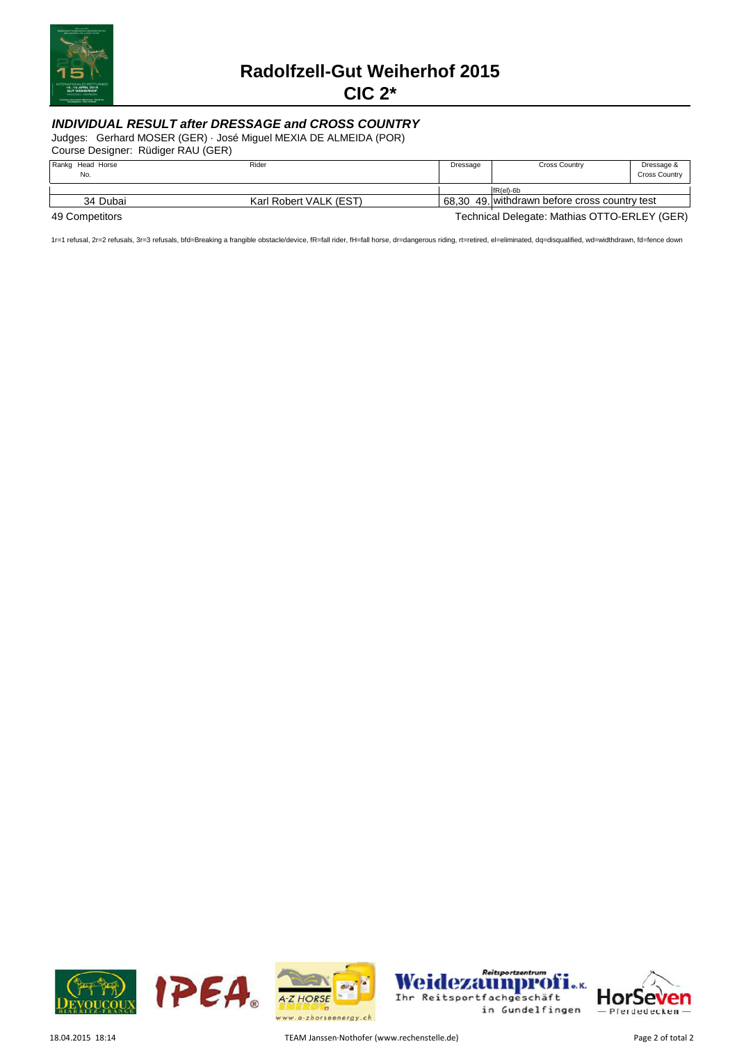# Radolfzell-Gut Weiherhof 2015

## CIC 2*

### *INDIVIDUAL RESULT after DRESSAGE and CROSS COUNTRY*

Judges: Gerhard MOSER (GER) · José Miguel MEXIA DE ALMEIDA (POR)

Course Designer: Rüdiger RAU (GER)

| Rankg | Head No. | Horse | Rider | Dressage | | Cross Country | Dressage & Cross Country |
|---|---|---|---|---|---|---|---|
| | 34 | Dubai | Karl Robert VALK (EST) | 68,30 | 49. | fR(el)-6b withdrawn before cross country test | |

49 Competitors

Technical Delegate: Mathias OTTO-ERLEY (GER)

1r=1 refusal, 2r=2 refusals, 3r=3 refusals, bfd=Breaking a frangible obstacle/device, fR=fall rider, fH=fall horse, dr=dangerous riding, rt=retired, el=eliminated, dq=disqualified, wd=widthdrawn, fd=fence down

18.04.2015 18:14 TEAM Janssen·Nothofer (www.rechenstelle.de)